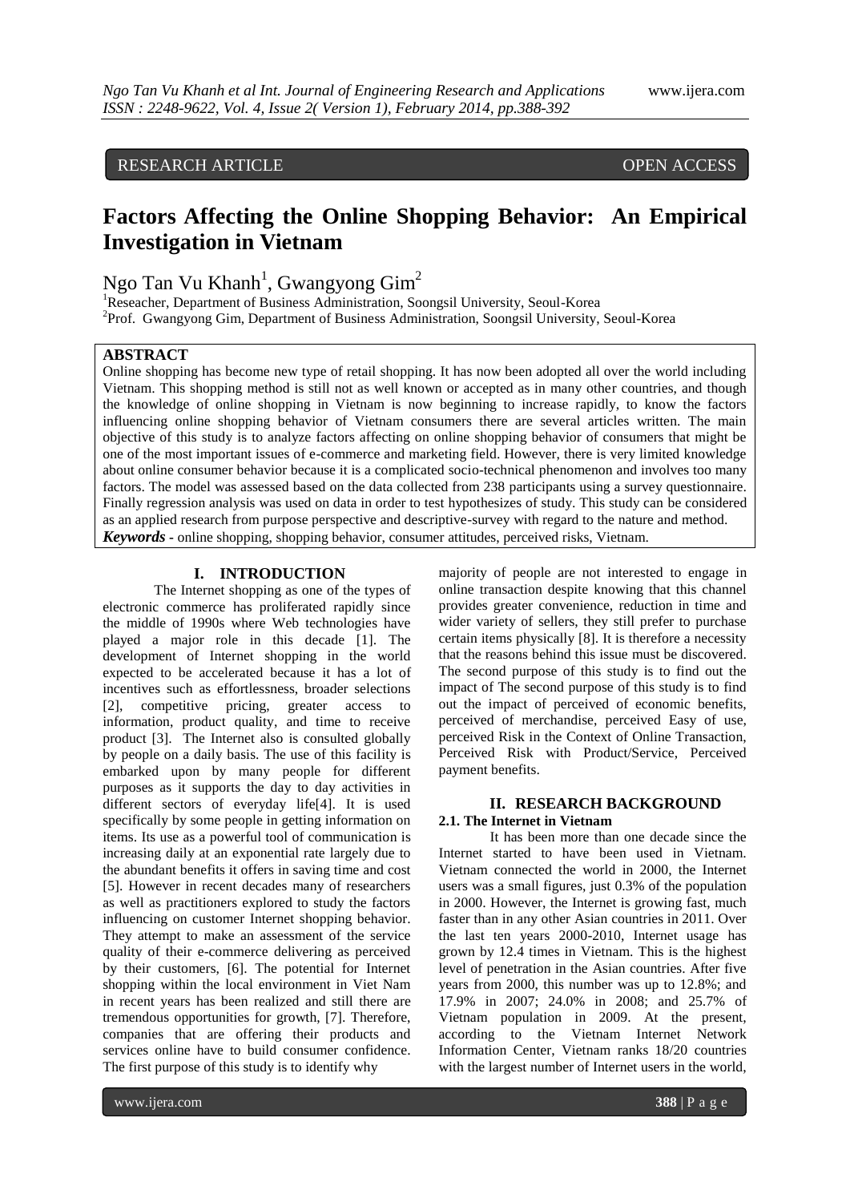RESEARCH ARTICLE OPEN ACCESS

# Factors Affecting the Online Shopping Behavior: An Empirical Investigation in Vietnam

Ngo Tan Vu Khanh[1], Gwangyong Gim[2]

[1]Reseacher, Department of Business Administration, Soongsil University, Seoul-Korea
[2]Prof. Gwangyong Gim, Department of Business Administration, Soongsil University, Seoul-Korea

## ABSTRACT

Online shopping has become new type of retail shopping. It has now been adopted all over the world including Vietnam. This shopping method is still not as well known or accepted as in many other countries, and though the knowledge of online shopping in Vietnam is now beginning to increase rapidly, to know the factors influencing online shopping behavior of Vietnam consumers there are several articles written. The main objective of this study is to analyze factors affecting on online shopping behavior of consumers that might be one of the most important issues of e-commerce and marketing field. However, there is very limited knowledge about online consumer behavior because it is a complicated socio-technical phenomenon and involves too many factors. The model was assessed based on the data collected from 238 participants using a survey questionnaire. Finally regression analysis was used on data in order to test hypothesizes of study. This study can be considered as an applied research from purpose perspective and descriptive-survey with regard to the nature and method.

***Keywords*** - online shopping, shopping behavior, consumer attitudes, perceived risks, Vietnam.

## I. INTRODUCTION

The Internet shopping as one of the types of electronic commerce has proliferated rapidly since the middle of 1990s where Web technologies have played a major role in this decade [1]. The development of Internet shopping in the world expected to be accelerated because it has a lot of incentives such as effortlessness, broader selections [2], competitive pricing, greater access to information, product quality, and time to receive product [3]. The Internet also is consulted globally by people on a daily basis. The use of this facility is embarked upon by many people for different purposes as it supports the day to day activities in different sectors of everyday life[4]. It is used specifically by some people in getting information on items. Its use as a powerful tool of communication is increasing daily at an exponential rate largely due to the abundant benefits it offers in saving time and cost [5]. However in recent decades many of researchers as well as practitioners explored to study the factors influencing on customer Internet shopping behavior. They attempt to make an assessment of the service quality of their e-commerce delivering as perceived by their customers, [6]. The potential for Internet shopping within the local environment in Viet Nam in recent years has been realized and still there are tremendous opportunities for growth, [7]. Therefore, companies that are offering their products and services online have to build consumer confidence. The first purpose of this study is to identify why majority of people are not interested to engage in online transaction despite knowing that this channel provides greater convenience, reduction in time and wider variety of sellers, they still prefer to purchase certain items physically [8]. It is therefore a necessity that the reasons behind this issue must be discovered. The second purpose of this study is to find out the impact of The second purpose of this study is to find out the impact of perceived of economic benefits, perceived of merchandise, perceived Easy of use, perceived Risk in the Context of Online Transaction, Perceived Risk with Product/Service, Perceived payment benefits.

## II. RESEARCH BACKGROUND

### 2.1. The Internet in Vietnam

It has been more than one decade since the Internet started to have been used in Vietnam. Vietnam connected the world in 2000, the Internet users was a small figures, just 0.3% of the population in 2000. However, the Internet is growing fast, much faster than in any other Asian countries in 2011. Over the last ten years 2000-2010, Internet usage has grown by 12.4 times in Vietnam. This is the highest level of penetration in the Asian countries. After five years from 2000, this number was up to 12.8%; and 17.9% in 2007; 24.0% in 2008; and 25.7% of Vietnam population in 2009. At the present, according to the Vietnam Internet Network Information Center, Vietnam ranks 18/20 countries with the largest number of Internet users in the world,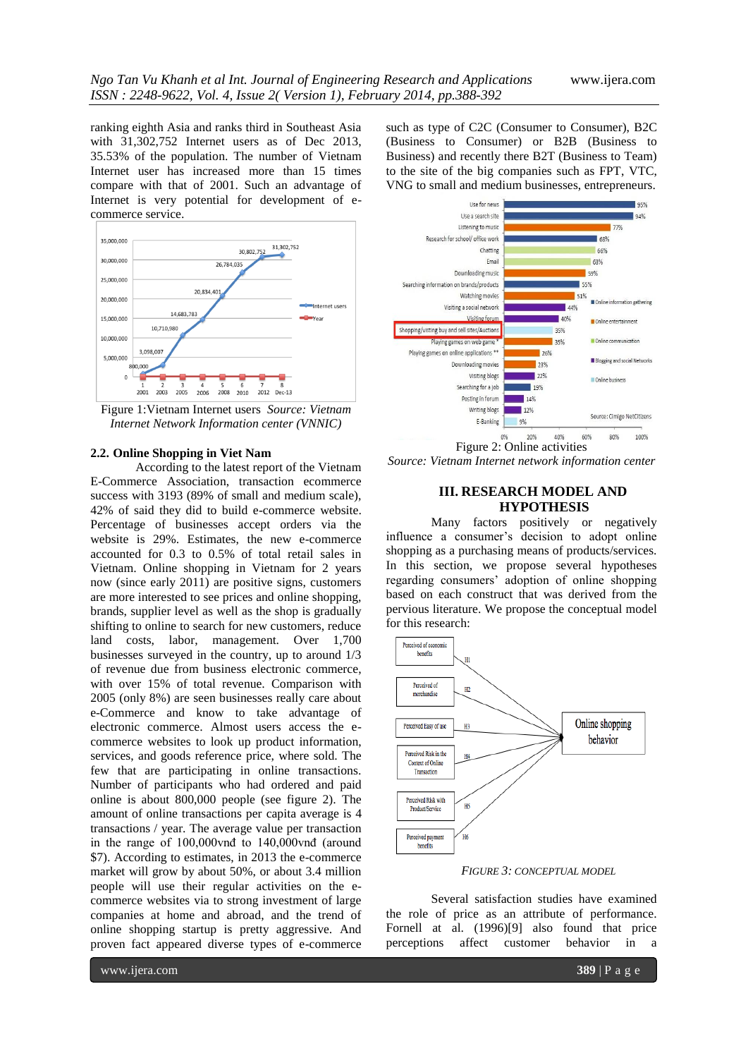ranking eighth Asia and ranks third in Southeast Asia with 31,302,752 Internet users as of Dec 2013, 35.53% of the population. The number of Vietnam Internet user has increased more than 15 times compare with that of 2001. Such an advantage of Internet is very potential for development of e-commerce service.

Figure 1:Vietnam Internet users *Source: Vietnam Internet Network Information center (VNNIC)*

### 2.2. Online Shopping in Viet Nam

According to the latest report of the Vietnam E-Commerce Association, transaction ecommerce success with 3193 (89% of small and medium scale), 42% of said they did to build e-commerce website. Percentage of businesses accept orders via the website is 29%. Estimates, the new e-commerce accounted for 0.3 to 0.5% of total retail sales in Vietnam. Online shopping in Vietnam for 2 years now (since early 2011) are positive signs, customers are more interested to see prices and online shopping, brands, supplier level as well as the shop is gradually shifting to online to search for new customers, reduce land costs, labor, management. Over 1,700 businesses surveyed in the country, up to around 1/3 of revenue due from business electronic commerce, with over 15% of total revenue. Comparison with 2005 (only 8%) are seen businesses really care about e-Commerce and know to take advantage of electronic commerce. Almost users access the e-commerce websites to look up product information, services, and goods reference price, where sold. The few that are participating in online transactions. Number of participants who had ordered and paid online is about 800,000 people (see figure 2). The amount of online transactions per capita average is 4 transactions / year. The average value per transaction in the range of 100,000vnđ to 140,000vnđ (around $7). According to estimates, in 2013 the e-commerce market will grow by about 50%, or about 3.4 million people will use their regular activities on the e-commerce websites via to strong investment of large companies at home and abroad, and the trend of online shopping startup is pretty aggressive. And proven fact appeared diverse types of e-commerce such as type of C2C (Consumer to Consumer), B2C (Business to Consumer) or B2B (Business to Business) and recently there B2T (Business to Team) to the site of the big companies such as FPT, VTC, VNG to small and medium businesses, entrepreneurs.

Figure 2: Online activities
*Source: Vietnam Internet network information center*

## III. RESEARCH MODEL AND HYPOTHESIS

Many factors positively or negatively influence a consumer's decision to adopt online shopping as a purchasing means of products/services. In this section, we propose several hypotheses regarding consumers' adoption of online shopping based on each construct that was derived from the pervious literature. We propose the conceptual model for this research:

*FIGURE 3: CONCEPTUAL MODEL*

Several satisfaction studies have examined the role of price as an attribute of performance. Fornell at al. (1996)[9] also found that price perceptions affect customer behavior in a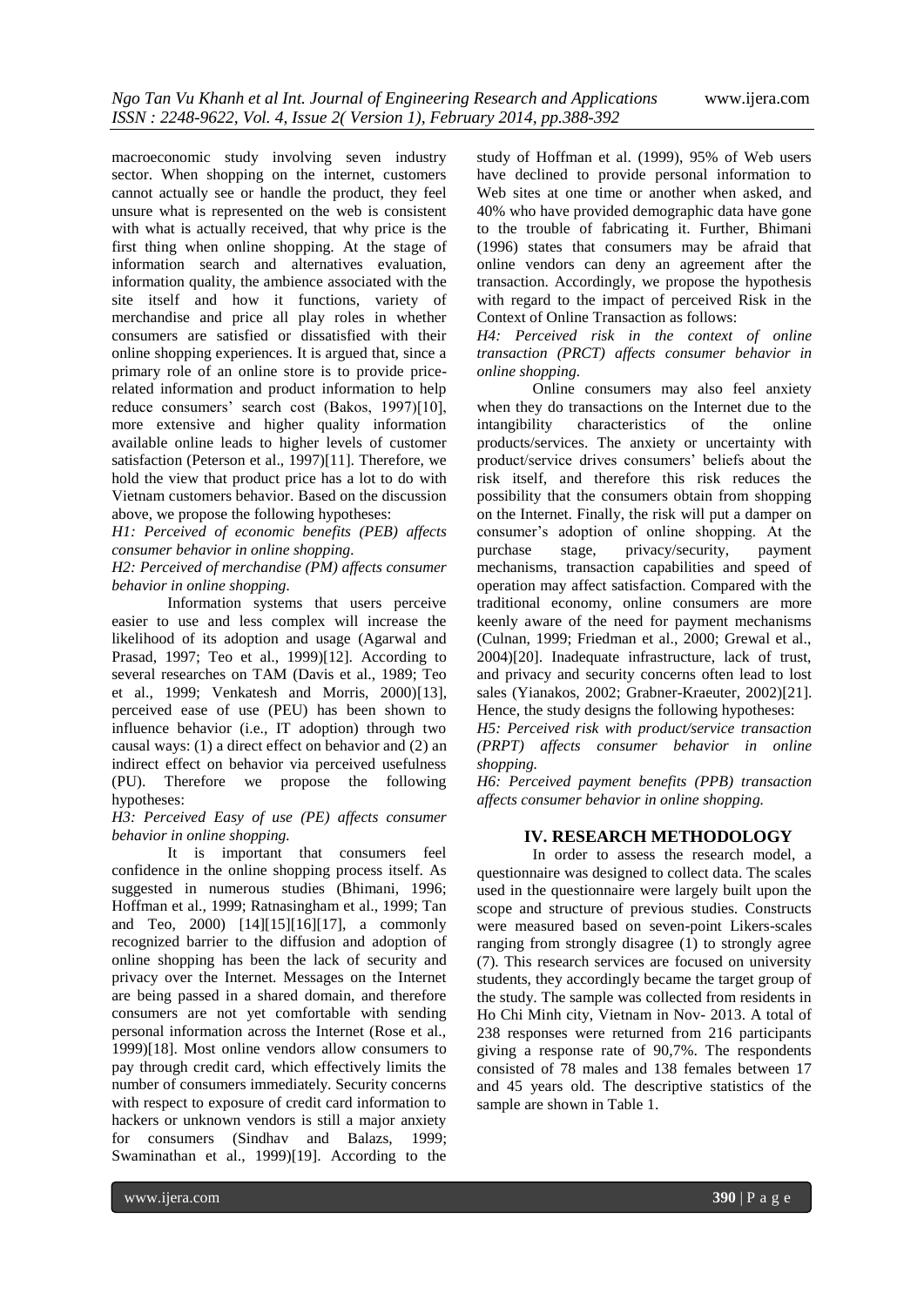macroeconomic study involving seven industry sector. When shopping on the internet, customers cannot actually see or handle the product, they feel unsure what is represented on the web is consistent with what is actually received, that why price is the first thing when online shopping. At the stage of information search and alternatives evaluation, information quality, the ambience associated with the site itself and how it functions, variety of merchandise and price all play roles in whether consumers are satisfied or dissatisfied with their online shopping experiences. It is argued that, since a primary role of an online store is to provide price-related information and product information to help reduce consumers' search cost (Bakos, 1997)[10], more extensive and higher quality information available online leads to higher levels of customer satisfaction (Peterson et al., 1997)[11]. Therefore, we hold the view that product price has a lot to do with Vietnam customers behavior. Based on the discussion above, we propose the following hypotheses:

*H1: Perceived of economic benefits (PEB) affects consumer behavior in online shopping.*

*H2: Perceived of merchandise (PM) affects consumer behavior in online shopping.*

Information systems that users perceive easier to use and less complex will increase the likelihood of its adoption and usage (Agarwal and Prasad, 1997; Teo et al., 1999)[12]. According to several researches on TAM (Davis et al., 1989; Teo et al., 1999; Venkatesh and Morris, 2000)[13], perceived ease of use (PEU) has been shown to influence behavior (i.e., IT adoption) through two causal ways: (1) a direct effect on behavior and (2) an indirect effect on behavior via perceived usefulness (PU). Therefore we propose the following hypotheses:

*H3: Perceived Easy of use (PE) affects consumer behavior in online shopping.*

It is important that consumers feel confidence in the online shopping process itself. As suggested in numerous studies (Bhimani, 1996; Hoffman et al., 1999; Ratnasingham et al., 1999; Tan and Teo, 2000) [14][15][16][17], a commonly recognized barrier to the diffusion and adoption of online shopping has been the lack of security and privacy over the Internet. Messages on the Internet are being passed in a shared domain, and therefore consumers are not yet comfortable with sending personal information across the Internet (Rose et al., 1999)[18]. Most online vendors allow consumers to pay through credit card, which effectively limits the number of consumers immediately. Security concerns with respect to exposure of credit card information to hackers or unknown vendors is still a major anxiety for consumers (Sindhav and Balazs, 1999; Swaminathan et al., 1999)[19]. According to the study of Hoffman et al. (1999), 95% of Web users have declined to provide personal information to Web sites at one time or another when asked, and 40% who have provided demographic data have gone to the trouble of fabricating it. Further, Bhimani (1996) states that consumers may be afraid that online vendors can deny an agreement after the transaction. Accordingly, we propose the hypothesis with regard to the impact of perceived Risk in the Context of Online Transaction as follows:

*H4: Perceived risk in the context of online transaction (PRCT) affects consumer behavior in online shopping.*

Online consumers may also feel anxiety when they do transactions on the Internet due to the intangibility characteristics of the online products/services. The anxiety or uncertainty with product/service drives consumers' beliefs about the risk itself, and therefore this risk reduces the possibility that the consumers obtain from shopping on the Internet. Finally, the risk will put a damper on consumer's adoption of online shopping. At the purchase stage, privacy/security, payment mechanisms, transaction capabilities and speed of operation may affect satisfaction. Compared with the traditional economy, online consumers are more keenly aware of the need for payment mechanisms (Culnan, 1999; Friedman et al., 2000; Grewal et al., 2004)[20]. Inadequate infrastructure, lack of trust, and privacy and security concerns often lead to lost sales (Yianakos, 2002; Grabner-Kraeuter, 2002)[21]. Hence, the study designs the following hypotheses:

*H5: Perceived risk with product/service transaction (PRPT) affects consumer behavior in online shopping.*

*H6: Perceived payment benefits (PPB) transaction affects consumer behavior in online shopping.*

## IV. RESEARCH METHODOLOGY

In order to assess the research model, a questionnaire was designed to collect data. The scales used in the questionnaire were largely built upon the scope and structure of previous studies. Constructs were measured based on seven-point Likers-scales ranging from strongly disagree (1) to strongly agree (7). This research services are focused on university students, they accordingly became the target group of the study. The sample was collected from residents in Ho Chi Minh city, Vietnam in Nov- 2013. A total of 238 responses were returned from 216 participants giving a response rate of 90,7%. The respondents consisted of 78 males and 138 females between 17 and 45 years old. The descriptive statistics of the sample are shown in Table 1.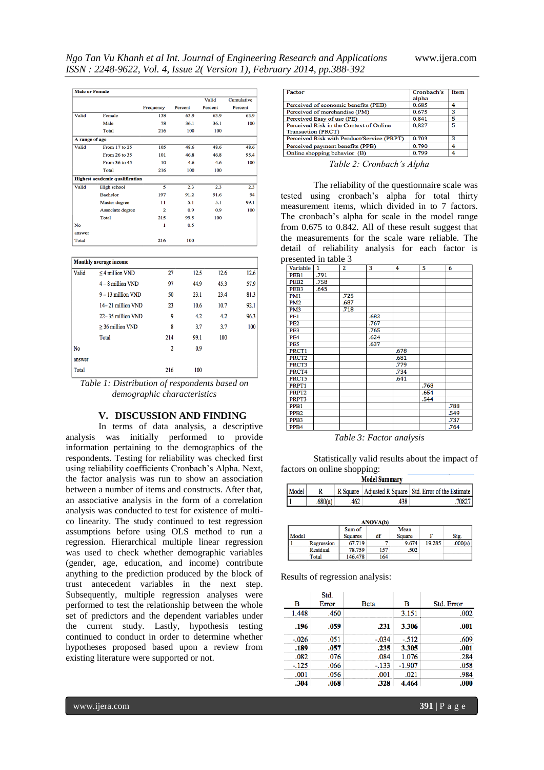| Male or Female | | Frequency | Percent | Valid Percent | Cumulative Percent |
|---|---|---|---|---|---|
| Valid | Female | 138 | 63.9 | 63.9 | 63.9 |
| | Male | 78 | 36.1 | 36.1 | 100 |
| | Total | 216 | 100 | 100 | |
| **A range of age** | | | | | |
| Valid | From 17 to 25 | 105 | 48.6 | 48.6 | 48.6 |
| | From 26 to 35 | 101 | 46.8 | 46.8 | 95.4 |
| | From 36 to 45 | 10 | 4.6 | 4.6 | 100 |
| | Total | 216 | 100 | 100 | |
| **Highest academic qualification** | | | | | |
| Valid | High school | 5 | 2.3 | 2.3 | 2.3 |
| | Bachelor | 197 | 91.2 | 91.6 | 94 |
| | Master degree | 11 | 5.1 | 5.1 | 99.1 |
| | Associate degree | 2 | 0.9 | 0.9 | 100 |
| | Total | 215 | 99.5 | 100 | |
| No answer | | 1 | 0.5 | | |
| Total | | 216 | 100 | | |

| Monthly average income | | | | | |
|---|---|---|---|---|---|
| Valid | ≤ 4 million VND | 27 | 12.5 | 12.6 | 12.6 |
| | 4 – 8 million VND | 97 | 44.9 | 45.3 | 57.9 |
| | 9 – 13 million VND | 50 | 23.1 | 23.4 | 81.3 |
| | 14– 21 million VND | 23 | 10.6 | 10.7 | 92.1 |
| | 22– 35 million VND | 9 | 4.2 | 4.2 | 96.3 |
| | ≥ 36 million VND | 8 | 3.7 | 3.7 | 100 |
| | Total | 214 | 99.1 | 100 | |
| No answer | | 2 | 0.9 | | |
| Total | | 216 | 100 | | |

*Table 1: Distribution of respondents based on demographic characteristics*

## V. DISCUSSION AND FINDING

In terms of data analysis, a descriptive analysis was initially performed to provide information pertaining to the demographics of the respondents. Testing for reliability was checked first using reliability coefficients Cronbach's Alpha. Next, the factor analysis was run to show an association between a number of items and constructs. After that, an associative analysis in the form of a correlation analysis was conducted to test for existence of multi-co linearity. The study continued to test regression assumptions before using OLS method to run a regression. Hierarchical multiple linear regression was used to check whether demographic variables (gender, age, education, and income) contribute anything to the prediction produced by the block of trust antecedent variables in the next step. Subsequently, multiple regression analyses were performed to test the relationship between the whole set of predictors and the dependent variables under the current study. Lastly, hypothesis testing continued to conduct in order to determine whether hypotheses proposed based upon a review from existing literature were supported or not.

| Factor | Cronbach's alpha | Item |
|---|---|---|
| Perceived of economic benefits (PEB) | 0.685 | 4 |
| Perceived of merchandise (PM) | 0.675 | 3 |
| Perceived Easy of use (PE) | 0.841 | 5 |
| Perceived Risk in the Context of Online Transaction (PRCT) | 0,827 | 5 |
| Perceived Risk with Product/Service (PRPT) | 0.703 | 3 |
| Perceived payment benefits (PPB) | 0.790 | 4 |
| Online shopping behavior (B) | 0.799 | 4 |

*Table 2: Cronbach's Alpha*

The reliability of the questionnaire scale was tested using cronbach's alpha for total thirty measurement items, which divided in to 7 factors. The cronbach's alpha for scale in the model range from 0.675 to 0.842. All of these result suggest that the measurements for the scale ware reliable. The detail of reliability analysis for each factor is presented in table 3

| Variable | 1 | 2 | 3 | 4 | 5 | 6 |
|---|---|---|---|---|---|---|
| PEB1 | .791 | | | | | |
| PEB2 | .758 | | | | | |
| PEB3 | .645 | | | | | |
| PM1 | | .725 | | | | |
| PM2 | | .687 | | | | |
| PM3 | | .718 | | | | |
| PE1 | | | .682 | | | |
| PE2 | | | .767 | | | |
| PE3 | | | .765 | | | |
| PE4 | | | .624 | | | |
| PE5 | | | .637 | | | |
| PRCT1 | | | | .678 | | |
| PRCT2 | | | | .681 | | |
| PRCT3 | | | | .779 | | |
| PRCT4 | | | | .734 | | |
| PRCT5 | | | | .641 | | |
| PRPT1 | | | | | .768 | |
| PRPT2 | | | | | .654 | |
| PRPT3 | | | | | .544 | |
| PPB1 | | | | | | .788 |
| PPB2 | | | | | | .549 |
| PPB3 | | | | | | .737 |
| PPB4 | | | | | | .764 |

*Table 3: Factor analysis*

Statistically valid results about the impact of factors on online shopping:

**Model Summary**

| Model | R | R Square | Adjusted R Square | Std. Error of the Estimate |
|---|---|---|---|---|
| 1 | .680(a) | .462 | .438 | .70827 |

**ANOVA(b)**

| Model | | Sum of Squares | df | Mean Square | F | Sig. |
|---|---|---|---|---|---|---|
| 1 | Regression | 67.719 | 7 | 9.674 | 19.285 | .000(a) |
| | Residual | 78.759 | 157 | .502 | | |
| | Total | 146.478 | 164 | | | |

Results of regression analysis:

| B | Std. Error | Beta | B | Std. Error |
|---|---|---|---|---|
| 1.448 | .460 | | 3.151 | .002 |
| **.196** | **.059** | **.231** | **3.306** | **.001** |
| -.026 | .051 | -.034 | -.512 | .609 |
| **.189** | **.057** | **.235** | **3.305** | **.001** |
| .082 | .076 | .084 | 1.076 | .284 |
| -.125 | .066 | -.133 | -1.907 | .058 |
| .001 | .056 | .001 | .021 | .984 |
| **.304** | **.068** | **.328** | **4.464** | **.000** |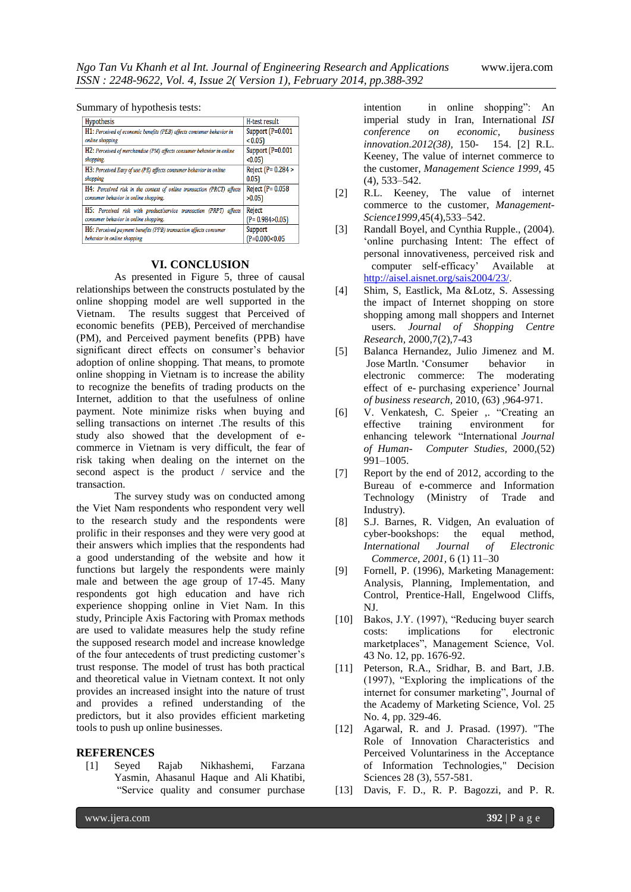Summary of hypothesis tests:

| Hypothesis | H-test result |
|---|---|
| H1: *Perceived of economic benefits (PEB) affects consumer behavior in online shopping* | Support (P=0.001 <0.05) |
| H2: *Perceived of merchandise (PM) affects consumer behavior in online shopping.* | Support (P=0.001 <0.05) |
| H3: *Perceived Easy of use (PE) affects consumer behavior in online shopping* | Reject (P= 0.284 > 0.05) |
| H4: *Perceived risk in the context of online transaction (PRCT) affects consumer behavior in online shopping.* | Reject (P= 0.058 >0.05) |
| H5: *Perceived risk with product/service transaction (PRPT) affects consumer behavior in online shopping.* | Reject (P= 0.984>0.05) |
| H6: *Perceived payment benefits (PPB) transaction affects consumer behavior in online shopping* | Support (P=0.000<0.05 |

## VI. CONCLUSION

As presented in Figure 5, three of causal relationships between the constructs postulated by the online shopping model are well supported in the Vietnam. The results suggest that Perceived of economic benefits (PEB), Perceived of merchandise (PM), and Perceived payment benefits (PPB) have significant direct effects on consumer's behavior adoption of online shopping. That means, to promote online shopping in Vietnam is to increase the ability to recognize the benefits of trading products on the Internet, addition to that the usefulness of online payment. Note minimize risks when buying and selling transactions on internet .The results of this study also showed that the development of e-commerce in Vietnam is very difficult, the fear of risk taking when dealing on the internet on the second aspect is the product / service and the transaction.

The survey study was on conducted among the Viet Nam respondents who respondent very well to the research study and the respondents were prolific in their responses and they were very good at their answers which implies that the respondents had a good understanding of the website and how it functions but largely the respondents were mainly male and between the age group of 17-45. Many respondents got high education and have rich experience shopping online in Viet Nam. In this study, Principle Axis Factoring with Promax methods are used to validate measures help the study refine the supposed research model and increase knowledge of the four antecedents of trust predicting customer's trust response. The model of trust has both practical and theoretical value in Vietnam context. It not only provides an increased insight into the nature of trust and provides a refined understanding of the predictors, but it also provides efficient marketing tools to push up online businesses.

## REFERENCES

[1] Seyed Rajab Nikhashemi, Farzana Yasmin, Ahasanul Haque and Ali Khatibi, "Service quality and consumer purchase intention in online shopping": An imperial study in Iran, *ISI conference on economic, business innovation.2012(38),* 150- 154. [2] R.L. Keeney, The value of internet commerce to the customer, *Management Science 1999*, 45 (4), 533–542.

[2] R.L. Keeney, The value of internet commerce to the customer, *Management-Science1999*,45(4),533–542.

[3] Randall Boyel, and Cynthia Rupple., (2004). 'online purchasing Intent: The effect of personal innovativeness, perceived risk and computer self-efficacy' Available at http://aisel.aisnet.org/sais2004/23/.

[4] Shim, S, Eastlick, Ma &Lotz, S. Assessing the impact of Internet shopping on store shopping among mall shoppers and Internet users. *Journal of Shopping Centre Research,* 2000,7(2),7-43

[5] Balanca Hernandez, Julio Jimenez and M. Jose Martln. 'Consumer behavior in electronic commerce: The moderating effect of e- purchasing experience' Journal *of business research,* 2010, (63) ,964-971.

[6] V. Venkatesh, C. Speier ,. "Creating an effective training environment for enhancing telework "International *Journal of Human- Computer Studies,* 2000,(52) 991–1005.

[7] Report by the end of 2012, according to the Bureau of e-commerce and Information Technology (Ministry of Trade and Industry).

[8] S.J. Barnes, R. Vidgen, An evaluation of cyber-bookshops: the equal method, *International Journal of Electronic Commerce, 2001,* 6 (1) 11–30

[9] Fornell, P. (1996), Marketing Management: Analysis, Planning, Implementation, and Control, Prentice-Hall, Engelwood Cliffs, NJ.

[10] Bakos, J.Y. (1997), "Reducing buyer search costs: implications for electronic marketplaces", Management Science, Vol. 43 No. 12, pp. 1676-92.

[11] Peterson, R.A., Sridhar, B. and Bart, J.B. (1997), "Exploring the implications of the internet for consumer marketing", Journal of the Academy of Marketing Science, Vol. 25 No. 4, pp. 329-46.

[12] Agarwal, R. and J. Prasad. (1997). "The Role of Innovation Characteristics and Perceived Voluntariness in the Acceptance of Information Technologies," Decision Sciences 28 (3), 557-581.

[13] Davis, F. D., R. P. Bagozzi, and P. R.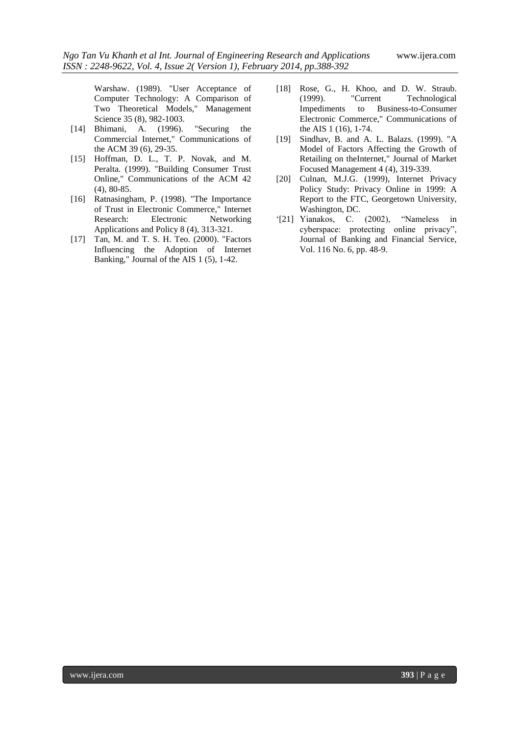Warshaw. (1989). "User Acceptance of Computer Technology: A Comparison of Two Theoretical Models," Management Science 35 (8), 982-1003.

[14] Bhimani, A. (1996). "Securing the Commercial Internet," Communications of the ACM 39 (6), 29-35.

[15] Hoffman, D. L., T. P. Novak, and M. Peralta. (1999). "Building Consumer Trust Online," Communications of the ACM 42 (4), 80-85.

[16] Ratnasingham, P. (1998). "The Importance of Trust in Electronic Commerce," Internet Research: Electronic Networking Applications and Policy 8 (4), 313-321.

[17] Tan, M. and T. S. H. Teo. (2000). "Factors Influencing the Adoption of Internet Banking," Journal of the AIS 1 (5), 1-42.

[18] Rose, G., H. Khoo, and D. W. Straub. (1999). "Current Technological Impediments to Business-to-Consumer Electronic Commerce," Communications of the AIS 1 (16), 1-74.

[19] Sindhav, B. and A. L. Balazs. (1999). "A Model of Factors Affecting the Growth of Retailing on theInternet," Journal of Market Focused Management 4 (4), 319-339.

[20] Culnan, M.J.G. (1999), Internet Privacy Policy Study: Privacy Online in 1999: A Report to the FTC, Georgetown University, Washington, DC.

'[21] Yianakos, C. (2002), "Nameless in cyberspace: protecting online privacy", Journal of Banking and Financial Service, Vol. 116 No. 6, pp. 48-9.